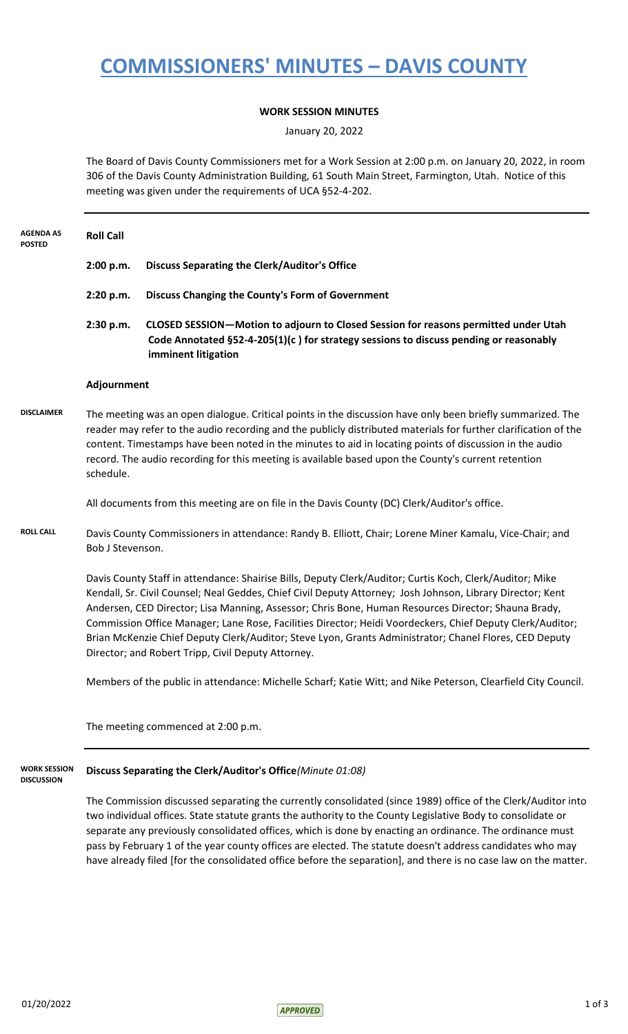# COMMISSIONERS' MINUTES – DAVIS COUNTY

**WORK SESSION MINUTES**

January 20, 2022

The Board of Davis County Commissioners met for a Work Session at 2:00 p.m. on January 20, 2022, in room 306 of the Davis County Administration Building, 61 South Main Street, Farmington, Utah. Notice of this meeting was given under the requirements of UCA §52-4-202.

---

**AGENDA AS POSTED**

**Roll Call**

**2:00 p.m. Discuss Separating the Clerk/Auditor's Office**

**2:20 p.m. Discuss Changing the County's Form of Government**

**2:30 p.m. CLOSED SESSION—Motion to adjourn to Closed Session for reasons permitted under Utah Code Annotated §52-4-205(1)(c ) for strategy sessions to discuss pending or reasonably imminent litigation**

**Adjournment**

**DISCLAIMER**

The meeting was an open dialogue. Critical points in the discussion have only been briefly summarized. The reader may refer to the audio recording and the publicly distributed materials for further clarification of the content. Timestamps have been noted in the minutes to aid in locating points of discussion in the audio record. The audio recording for this meeting is available based upon the County's current retention schedule.

All documents from this meeting are on file in the Davis County (DC) Clerk/Auditor's office.

**ROLL CALL**

Davis County Commissioners in attendance: Randy B. Elliott, Chair; Lorene Miner Kamalu, Vice-Chair; and Bob J Stevenson.

Davis County Staff in attendance: Shairise Bills, Deputy Clerk/Auditor; Curtis Koch, Clerk/Auditor; Mike Kendall, Sr. Civil Counsel; Neal Geddes, Chief Civil Deputy Attorney; Josh Johnson, Library Director; Kent Andersen, CED Director; Lisa Manning, Assessor; Chris Bone, Human Resources Director; Shauna Brady, Commission Office Manager; Lane Rose, Facilities Director; Heidi Voordeckers, Chief Deputy Clerk/Auditor; Brian McKenzie Chief Deputy Clerk/Auditor; Steve Lyon, Grants Administrator; Chanel Flores, CED Deputy Director; and Robert Tripp, Civil Deputy Attorney.

Members of the public in attendance: Michelle Scharf; Katie Witt; and Nike Peterson, Clearfield City Council.

The meeting commenced at 2:00 p.m.

---

**WORK SESSION DISCUSSION**

**Discuss Separating the Clerk/Auditor's Office***(Minute 01:08)*

The Commission discussed separating the currently consolidated (since 1989) office of the Clerk/Auditor into two individual offices. State statute grants the authority to the County Legislative Body to consolidate or separate any previously consolidated offices, which is done by enacting an ordinance. The ordinance must pass by February 1 of the year county offices are elected. The statute doesn't address candidates who may have already filed [for the consolidated office before the separation], and there is no case law on the matter.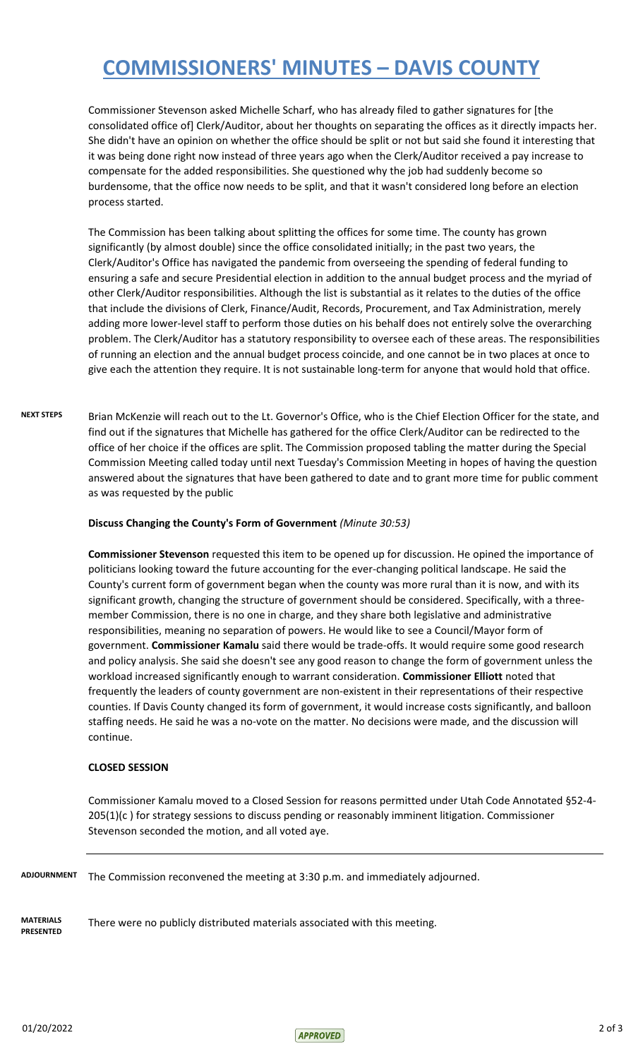# COMMISSIONERS' MINUTES – DAVIS COUNTY

Commissioner Stevenson asked Michelle Scharf, who has already filed to gather signatures for [the consolidated office of] Clerk/Auditor, about her thoughts on separating the offices as it directly impacts her. She didn't have an opinion on whether the office should be split or not but said she found it interesting that it was being done right now instead of three years ago when the Clerk/Auditor received a pay increase to compensate for the added responsibilities. She questioned why the job had suddenly become so burdensome, that the office now needs to be split, and that it wasn't considered long before an election process started.

The Commission has been talking about splitting the offices for some time. The county has grown significantly (by almost double) since the office consolidated initially; in the past two years, the Clerk/Auditor's Office has navigated the pandemic from overseeing the spending of federal funding to ensuring a safe and secure Presidential election in addition to the annual budget process and the myriad of other Clerk/Auditor responsibilities. Although the list is substantial as it relates to the duties of the office that include the divisions of Clerk, Finance/Audit, Records, Procurement, and Tax Administration, merely adding more lower-level staff to perform those duties on his behalf does not entirely solve the overarching problem. The Clerk/Auditor has a statutory responsibility to oversee each of these areas. The responsibilities of running an election and the annual budget process coincide, and one cannot be in two places at once to give each the attention they require. It is not sustainable long-term for anyone that would hold that office.

**NEXT STEPS** Brian McKenzie will reach out to the Lt. Governor's Office, who is the Chief Election Officer for the state, and find out if the signatures that Michelle has gathered for the office Clerk/Auditor can be redirected to the office of her choice if the offices are split. The Commission proposed tabling the matter during the Special Commission Meeting called today until next Tuesday's Commission Meeting in hopes of having the question answered about the signatures that have been gathered to date and to grant more time for public comment as was requested by the public

**Discuss Changing the County's Form of Government** *(Minute 30:53)*

**Commissioner Stevenson** requested this item to be opened up for discussion. He opined the importance of politicians looking toward the future accounting for the ever-changing political landscape. He said the County's current form of government began when the county was more rural than it is now, and with its significant growth, changing the structure of government should be considered. Specifically, with a three-member Commission, there is no one in charge, and they share both legislative and administrative responsibilities, meaning no separation of powers. He would like to see a Council/Mayor form of government. **Commissioner Kamalu** said there would be trade-offs. It would require some good research and policy analysis. She said she doesn't see any good reason to change the form of government unless the workload increased significantly enough to warrant consideration. **Commissioner Elliott** noted that frequently the leaders of county government are non-existent in their representations of their respective counties. If Davis County changed its form of government, it would increase costs significantly, and balloon staffing needs. He said he was a no-vote on the matter. No decisions were made, and the discussion will continue.

**CLOSED SESSION**

Commissioner Kamalu moved to a Closed Session for reasons permitted under Utah Code Annotated §52-4-205(1)(c ) for strategy sessions to discuss pending or reasonably imminent litigation. Commissioner Stevenson seconded the motion, and all voted aye.

---

**ADJOURNMENT** The Commission reconvened the meeting at 3:30 p.m. and immediately adjourned.

**MATERIALS PRESENTED** There were no publicly distributed materials associated with this meeting.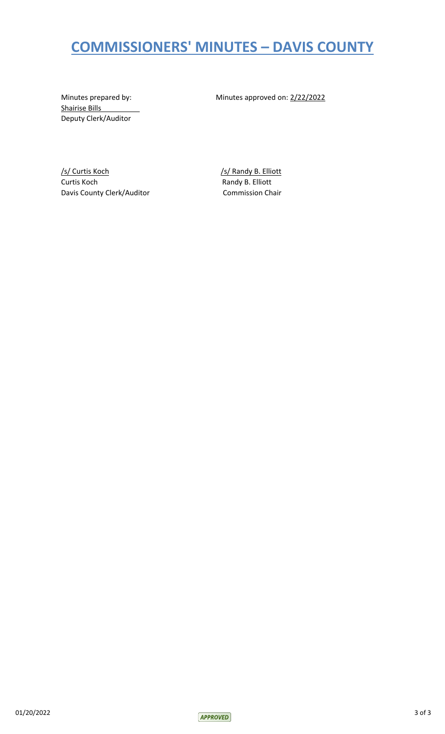# COMMISSIONERS' MINUTES – DAVIS COUNTY

Minutes prepared by:
Shairise Bills
Deputy Clerk/Auditor

Minutes approved on: 2/22/2022

/s/ Curtis Koch
Curtis Koch
Davis County Clerk/Auditor

/s/ Randy B. Elliott
Randy B. Elliott
Commission Chair